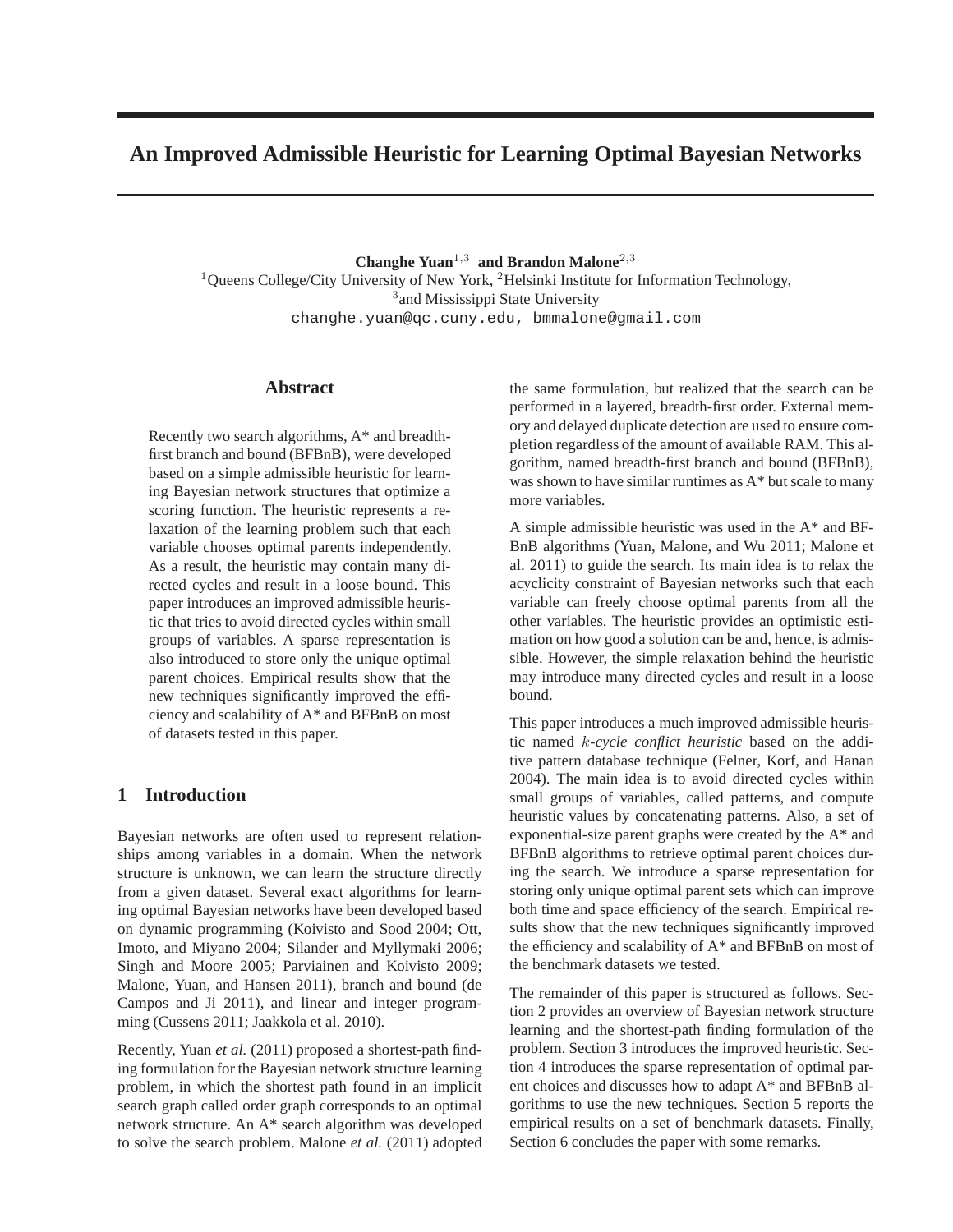# An Improved Admissible Heuristic for Learning Optimal Bayesian Networks

**Changhe Yuan**[1,3] **and Brandon Malone**[2,3]

[1]Queens College/City University of New York, [2]Helsinki Institute for Information Technology,
[3]and Mississippi State University
changhe.yuan@qc.cuny.edu, bmmalone@gmail.com

## Abstract

Recently two search algorithms, A* and breadth-first branch and bound (BFBnB), were developed based on a simple admissible heuristic for learning Bayesian network structures that optimize a scoring function. The heuristic represents a relaxation of the learning problem such that each variable chooses optimal parents independently. As a result, the heuristic may contain many directed cycles and result in a loose bound. This paper introduces an improved admissible heuristic that tries to avoid directed cycles within small groups of variables. A sparse representation is also introduced to store only the unique optimal parent choices. Empirical results show that the new techniques significantly improved the efficiency and scalability of A* and BFBnB on most of datasets tested in this paper.

## 1 Introduction

Bayesian networks are often used to represent relationships among variables in a domain. When the network structure is unknown, we can learn the structure directly from a given dataset. Several exact algorithms for learning optimal Bayesian networks have been developed based on dynamic programming (Koivisto and Sood 2004; Ott, Imoto, and Miyano 2004; Silander and Myllymaki 2006; Singh and Moore 2005; Parviainen and Koivisto 2009; Malone, Yuan, and Hansen 2011), branch and bound (de Campos and Ji 2011), and linear and integer programming (Cussens 2011; Jaakkola et al. 2010).

Recently, Yuan *et al.* (2011) proposed a shortest-path finding formulation for the Bayesian network structure learning problem, in which the shortest path found in an implicit search graph called order graph corresponds to an optimal network structure. An A* search algorithm was developed to solve the search problem. Malone *et al.* (2011) adopted the same formulation, but realized that the search can be performed in a layered, breadth-first order. External memory and delayed duplicate detection are used to ensure completion regardless of the amount of available RAM. This algorithm, named breadth-first branch and bound (BFBnB), was shown to have similar runtimes as A* but scale to many more variables.

A simple admissible heuristic was used in the A* and BFBnB algorithms (Yuan, Malone, and Wu 2011; Malone et al. 2011) to guide the search. Its main idea is to relax the acyclicity constraint of Bayesian networks such that each variable can freely choose optimal parents from all the other variables. The heuristic provides an optimistic estimation on how good a solution can be and, hence, is admissible. However, the simple relaxation behind the heuristic may introduce many directed cycles and result in a loose bound.

This paper introduces a much improved admissible heuristic named $k$*-cycle conflict heuristic* based on the additive pattern database technique (Felner, Korf, and Hanan 2004). The main idea is to avoid directed cycles within small groups of variables, called patterns, and compute heuristic values by concatenating patterns. Also, a set of exponential-size parent graphs were created by the A* and BFBnB algorithms to retrieve optimal parent choices during the search. We introduce a sparse representation for storing only unique optimal parent sets which can improve both time and space efficiency of the search. Empirical results show that the new techniques significantly improved the efficiency and scalability of A* and BFBnB on most of the benchmark datasets we tested.

The remainder of this paper is structured as follows. Section 2 provides an overview of Bayesian network structure learning and the shortest-path finding formulation of the problem. Section 3 introduces the improved heuristic. Section 4 introduces the sparse representation of optimal parent choices and discusses how to adapt A* and BFBnB algorithms to use the new techniques. Section 5 reports the empirical results on a set of benchmark datasets. Finally, Section 6 concludes the paper with some remarks.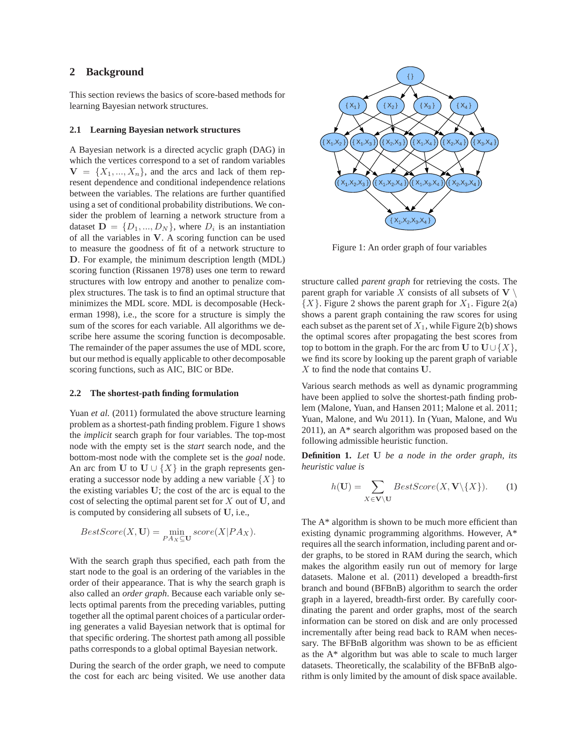## 2 Background

This section reviews the basics of score-based methods for learning Bayesian network structures.

### 2.1 Learning Bayesian network structures

A Bayesian network is a directed acyclic graph (DAG) in which the vertices correspond to a set of random variables $\mathbf{V} = \{X_1, ..., X_n\}$, and the arcs and lack of them represent dependence and conditional independence relations between the variables. The relations are further quantified using a set of conditional probability distributions. We consider the problem of learning a network structure from a dataset $\mathbf{D} = \{D_1, ..., D_N\}$, where $D_i$ is an instantiation of all the variables in $\mathbf{V}$. A scoring function can be used to measure the goodness of fit of a network structure to $\mathbf{D}$. For example, the minimum description length (MDL) scoring function (Rissanen 1978) uses one term to reward structures with low entropy and another to penalize complex structures. The task is to find an optimal structure that minimizes the MDL score. MDL is decomposable (Heckerman 1998), i.e., the score for a structure is simply the sum of the scores for each variable. All algorithms we describe here assume the scoring function is decomposable. The remainder of the paper assumes the use of MDL score, but our method is equally applicable to other decomposable scoring functions, such as AIC, BIC or BDe.

### 2.2 The shortest-path finding formulation

Yuan *et al.* (2011) formulated the above structure learning problem as a shortest-path finding problem. Figure 1 shows the *implicit* search graph for four variables. The top-most node with the empty set is the *start* search node, and the bottom-most node with the complete set is the *goal* node. An arc from $\mathbf{U}$ to $\mathbf{U} \cup \{X\}$ in the graph represents generating a successor node by adding a new variable $\{X\}$ to the existing variables $\mathbf{U}$; the cost of the arc is equal to the cost of selecting the optimal parent set for $X$ out of $\mathbf{U}$, and is computed by considering all subsets of $\mathbf{U}$, i.e.,

$$BestScore(X, \mathbf{U}) = \min_{PA_X \subseteq \mathbf{U}} score(X|PA_X).$$

With the search graph thus specified, each path from the start node to the goal is an ordering of the variables in the order of their appearance. That is why the search graph is also called an *order graph*. Because each variable only selects optimal parents from the preceding variables, putting together all the optimal parent choices of a particular ordering generates a valid Bayesian network that is optimal for that specific ordering. The shortest path among all possible paths corresponds to a global optimal Bayesian network.

During the search of the order graph, we need to compute the cost for each arc being visited. We use another data structure called *parent graph* for retrieving the costs. The parent graph for variable $X$ consists of all subsets of $\mathbf{V} \setminus \{X\}$. Figure 2 shows the parent graph for $X_1$. Figure 2(a) shows a parent graph containing the raw scores for using each subset as the parent set of $X_1$, while Figure 2(b) shows the optimal scores after propagating the best scores from top to bottom in the graph. For the arc from $\mathbf{U}$ to $\mathbf{U} \cup \{X\}$, we find its score by looking up the parent graph of variable $X$ to find the node that contains $\mathbf{U}$.

Figure 1: An order graph of four variables

Various search methods as well as dynamic programming have been applied to solve the shortest-path finding problem (Malone, Yuan, and Hansen 2011; Malone et al. 2011; Yuan, Malone, and Wu 2011). In (Yuan, Malone, and Wu 2011), an A* search algorithm was proposed based on the following admissible heuristic function.

**Definition 1.** *Let* $\mathbf{U}$ *be a node in the order graph, its heuristic value is*

$$h(\mathbf{U}) = \sum_{X \in \mathbf{V} \setminus \mathbf{U}} BestScore(X, \mathbf{V} \setminus \{X\}). \quad (1)$$

The A* algorithm is shown to be much more efficient than existing dynamic programming algorithms. However, A* requires all the search information, including parent and order graphs, to be stored in RAM during the search, which makes the algorithm easily run out of memory for large datasets. Malone et al. (2011) developed a breadth-first branch and bound (BFBnB) algorithm to search the order graph in a layered, breadth-first order. By carefully coordinating the parent and order graphs, most of the search information can be stored on disk and are only processed incrementally after being read back to RAM when necessary. The BFBnB algorithm was shown to be as efficient as the A* algorithm but was able to scale to much larger datasets. Theoretically, the scalability of the BFBnB algorithm is only limited by the amount of disk space available.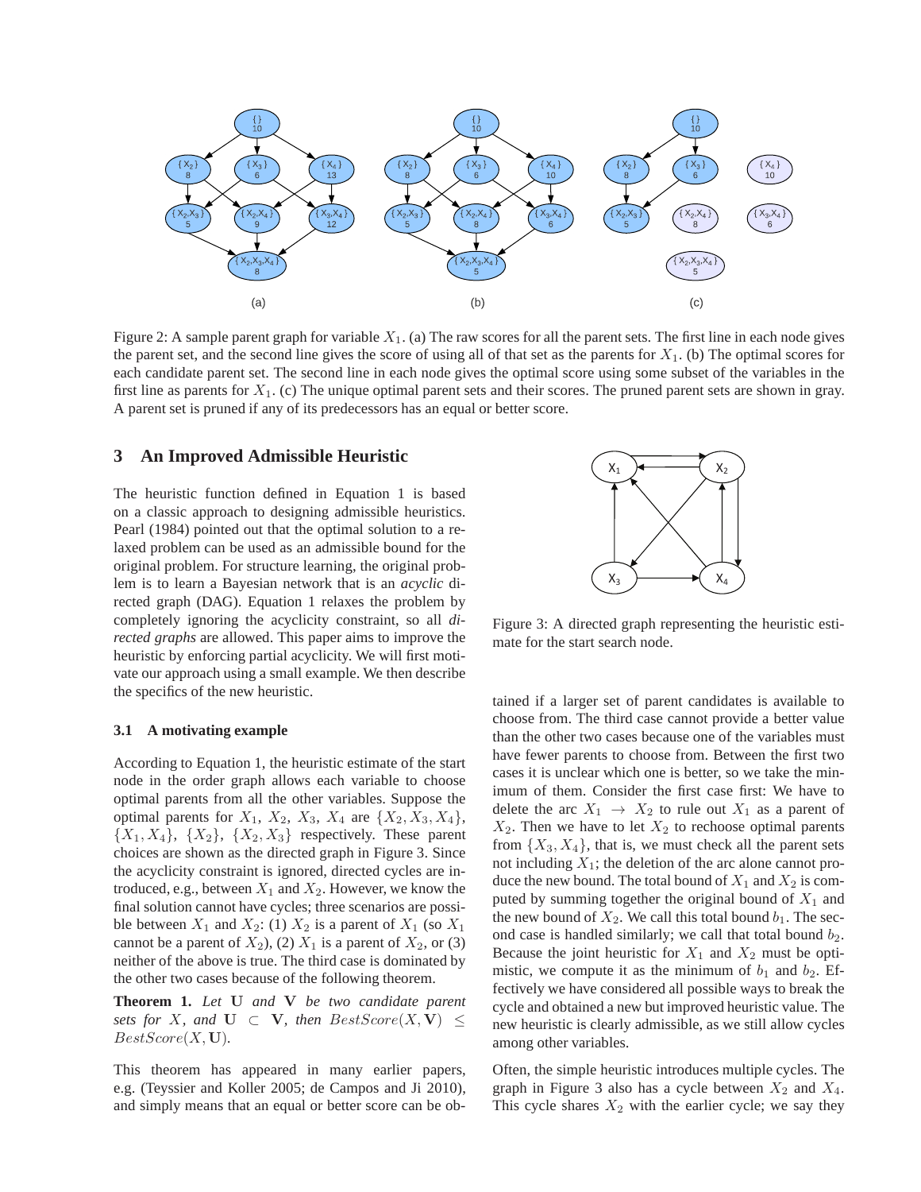Figure 2: A sample parent graph for variable $X_1$. (a) The raw scores for all the parent sets. The first line in each node gives the parent set, and the second line gives the score of using all of that set as the parents for $X_1$. (b) The optimal scores for each candidate parent set. The second line in each node gives the optimal score using some subset of the variables in the first line as parents for $X_1$. (c) The unique optimal parent sets and their scores. The pruned parent sets are shown in gray. A parent set is pruned if any of its predecessors has an equal or better score.

## 3 An Improved Admissible Heuristic

The heuristic function defined in Equation 1 is based on a classic approach to designing admissible heuristics. Pearl (1984) pointed out that the optimal solution to a relaxed problem can be used as an admissible bound for the original problem. For structure learning, the original problem is to learn a Bayesian network that is an *acyclic* directed graph (DAG). Equation 1 relaxes the problem by completely ignoring the acyclicity constraint, so all *directed graphs* are allowed. This paper aims to improve the heuristic by enforcing partial acyclicity. We will first motivate our approach using a small example. We then describe the specifics of the new heuristic.

### 3.1 A motivating example

According to Equation 1, the heuristic estimate of the start node in the order graph allows each variable to choose optimal parents from all the other variables. Suppose the optimal parents for $X_1$, $X_2$, $X_3$, $X_4$ are $\{X_2, X_3, X_4\}$, $\{X_1, X_4\}$, $\{X_2\}$, $\{X_2, X_3\}$ respectively. These parent choices are shown as the directed graph in Figure 3. Since the acyclicity constraint is ignored, directed cycles are introduced, e.g., between $X_1$ and $X_2$. However, we know the final solution cannot have cycles; three scenarios are possible between $X_1$ and $X_2$: (1) $X_2$ is a parent of $X_1$ (so $X_1$ cannot be a parent of $X_2$), (2) $X_1$ is a parent of $X_2$, or (3) neither of the above is true. The third case is dominated by the other two cases because of the following theorem.

**Theorem 1.** *Let* $\mathbf{U}$ *and* $\mathbf{V}$ *be two candidate parent sets for* $X$*, and* $\mathbf{U} \subset \mathbf{V}$*, then* $BestScore(X, \mathbf{V}) \leq BestScore(X, \mathbf{U})$.

This theorem has appeared in many earlier papers, e.g. (Teyssier and Koller 2005; de Campos and Ji 2010), and simply means that an equal or better score can be obtained if a larger set of parent candidates is available to choose from. The third case cannot provide a better value than the other two cases because one of the variables must have fewer parents to choose from. Between the first two cases it is unclear which one is better, so we take the minimum of them. Consider the first case first: We have to delete the arc $X_1 \rightarrow X_2$ to rule out $X_1$ as a parent of $X_2$. Then we have to let $X_2$ to rechoose optimal parents from $\{X_3, X_4\}$, that is, we must check all the parent sets not including $X_1$; the deletion of the arc alone cannot produce the new bound. The total bound of $X_1$ and $X_2$ is computed by summing together the original bound of $X_1$ and the new bound of $X_2$. We call this total bound $b_1$. The second case is handled similarly; we call that total bound $b_2$. Because the joint heuristic for $X_1$ and $X_2$ must be optimistic, we compute it as the minimum of $b_1$ and $b_2$. Effectively we have considered all possible ways to break the cycle and obtained a new but improved heuristic value. The new heuristic is clearly admissible, as we still allow cycles among other variables.

Figure 3: A directed graph representing the heuristic estimate for the start search node.

Often, the simple heuristic introduces multiple cycles. The graph in Figure 3 also has a cycle between $X_2$ and $X_4$. This cycle shares $X_2$ with the earlier cycle; we say they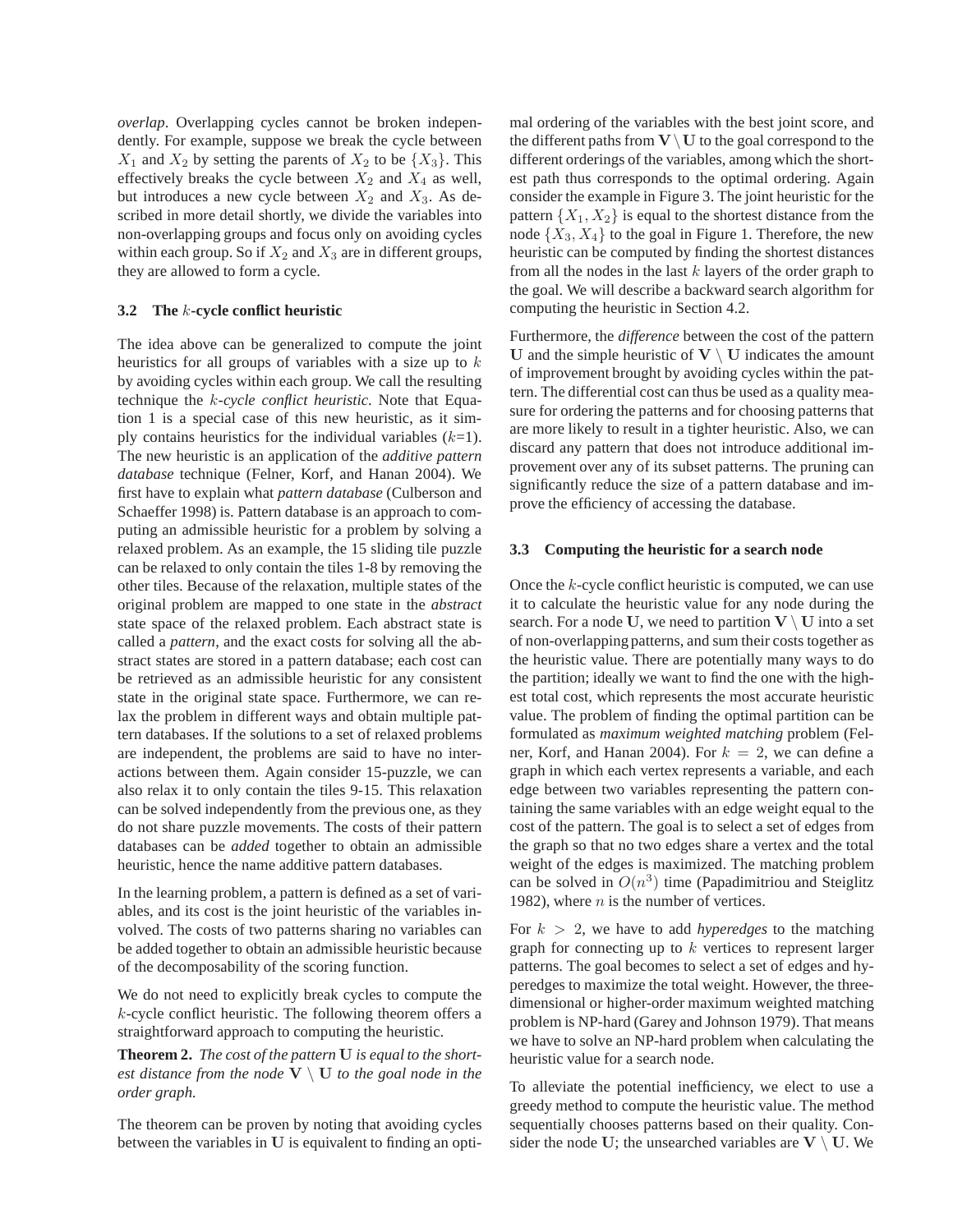*overlap*. Overlapping cycles cannot be broken independently. For example, suppose we break the cycle between $X_1$ and $X_2$ by setting the parents of $X_2$ to be $\{X_3\}$. This effectively breaks the cycle between $X_2$ and $X_4$ as well, but introduces a new cycle between $X_2$ and $X_3$. As described in more detail shortly, we divide the variables into non-overlapping groups and focus only on avoiding cycles within each group. So if $X_2$ and $X_3$ are in different groups, they are allowed to form a cycle.

### 3.2 The $k$-cycle conflict heuristic

The idea above can be generalized to compute the joint heuristics for all groups of variables with a size up to $k$ by avoiding cycles within each group. We call the resulting technique the *$k$-cycle conflict heuristic*. Note that Equation 1 is a special case of this new heuristic, as it simply contains heuristics for the individual variables ($k$=1). The new heuristic is an application of the *additive pattern database* technique (Felner, Korf, and Hanan 2004). We first have to explain what *pattern database* (Culberson and Schaeffer 1998) is. Pattern database is an approach to computing an admissible heuristic for a problem by solving a relaxed problem. As an example, the 15 sliding tile puzzle can be relaxed to only contain the tiles 1-8 by removing the other tiles. Because of the relaxation, multiple states of the original problem are mapped to one state in the *abstract* state space of the relaxed problem. Each abstract state is called a *pattern*, and the exact costs for solving all the abstract states are stored in a pattern database; each cost can be retrieved as an admissible heuristic for any consistent state in the original state space. Furthermore, we can relax the problem in different ways and obtain multiple pattern databases. If the solutions to a set of relaxed problems are independent, the problems are said to have no interactions between them. Again consider 15-puzzle, we can also relax it to only contain the tiles 9-15. This relaxation can be solved independently from the previous one, as they do not share puzzle movements. The costs of their pattern databases can be *added* together to obtain an admissible heuristic, hence the name additive pattern databases.

In the learning problem, a pattern is defined as a set of variables, and its cost is the joint heuristic of the variables involved. The costs of two patterns sharing no variables can be added together to obtain an admissible heuristic because of the decomposability of the scoring function.

We do not need to explicitly break cycles to compute the $k$-cycle conflict heuristic. The following theorem offers a straightforward approach to computing the heuristic.

**Theorem 2.** *The cost of the pattern* $\mathbf{U}$ *is equal to the shortest distance from the node* $\mathbf{V} \setminus \mathbf{U}$ *to the goal node in the order graph.*

The theorem can be proven by noting that avoiding cycles between the variables in $\mathbf{U}$ is equivalent to finding an optimal ordering of the variables with the best joint score, and the different paths from $\mathbf{V} \setminus \mathbf{U}$ to the goal correspond to the different orderings of the variables, among which the shortest path thus corresponds to the optimal ordering. Again consider the example in Figure 3. The joint heuristic for the pattern $\{X_1, X_2\}$ is equal to the shortest distance from the node $\{X_3, X_4\}$ to the goal in Figure 1. Therefore, the new heuristic can be computed by finding the shortest distances from all the nodes in the last $k$ layers of the order graph to the goal. We will describe a backward search algorithm for computing the heuristic in Section 4.2.

Furthermore, the *difference* between the cost of the pattern $\mathbf{U}$ and the simple heuristic of $\mathbf{V} \setminus \mathbf{U}$ indicates the amount of improvement brought by avoiding cycles within the pattern. The differential cost can thus be used as a quality measure for ordering the patterns and for choosing patterns that are more likely to result in a tighter heuristic. Also, we can discard any pattern that does not introduce additional improvement over any of its subset patterns. The pruning can significantly reduce the size of a pattern database and improve the efficiency of accessing the database.

### 3.3 Computing the heuristic for a search node

Once the $k$-cycle conflict heuristic is computed, we can use it to calculate the heuristic value for any node during the search. For a node $\mathbf{U}$, we need to partition $\mathbf{V} \setminus \mathbf{U}$ into a set of non-overlapping patterns, and sum their costs together as the heuristic value. There are potentially many ways to do the partition; ideally we want to find the one with the highest total cost, which represents the most accurate heuristic value. The problem of finding the optimal partition can be formulated as *maximum weighted matching* problem (Felner, Korf, and Hanan 2004). For $k = 2$, we can define a graph in which each vertex represents a variable, and each edge between two variables representing the pattern containing the same variables with an edge weight equal to the cost of the pattern. The goal is to select a set of edges from the graph so that no two edges share a vertex and the total weight of the edges is maximized. The matching problem can be solved in $O(n^3)$ time (Papadimitriou and Steiglitz 1982), where $n$ is the number of vertices.

For $k > 2$, we have to add *hyperedges* to the matching graph for connecting up to $k$ vertices to represent larger patterns. The goal becomes to select a set of edges and hyperedges to maximize the total weight. However, the three-dimensional or higher-order maximum weighted matching problem is NP-hard (Garey and Johnson 1979). That means we have to solve an NP-hard problem when calculating the heuristic value for a search node.

To alleviate the potential inefficiency, we elect to use a greedy method to compute the heuristic value. The method sequentially chooses patterns based on their quality. Consider the node $\mathbf{U}$; the unsearched variables are $\mathbf{V} \setminus \mathbf{U}$. We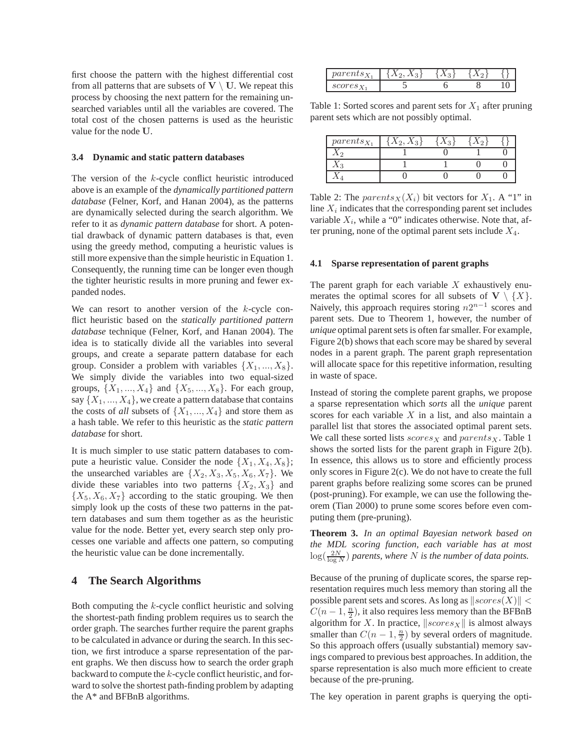first choose the pattern with the highest differential cost from all patterns that are subsets of $\mathbf{V} \setminus \mathbf{U}$. We repeat this process by choosing the next pattern for the remaining unsearched variables until all the variables are covered. The total cost of the chosen patterns is used as the heuristic value for the node $\mathbf{U}$.

### 3.4 Dynamic and static pattern databases

The version of the $k$-cycle conflict heuristic introduced above is an example of the *dynamically partitioned pattern database* (Felner, Korf, and Hanan 2004), as the patterns are dynamically selected during the search algorithm. We refer to it as *dynamic pattern database* for short. A potential drawback of dynamic pattern databases is that, even using the greedy method, computing a heuristic values is still more expensive than the simple heuristic in Equation 1. Consequently, the running time can be longer even though the tighter heuristic results in more pruning and fewer expanded nodes.

We can resort to another version of the $k$-cycle conflict heuristic based on the *statically partitioned pattern database* technique (Felner, Korf, and Hanan 2004). The idea is to statically divide all the variables into several groups, and create a separate pattern database for each group. Consider a problem with variables $\{X_1, ..., X_8\}$. We simply divide the variables into two equal-sized groups, $\{X_1, ..., X_4\}$ and $\{X_5, ..., X_8\}$. For each group, say $\{X_1, ..., X_4\}$, we create a pattern database that contains the costs of *all* subsets of $\{X_1, ..., X_4\}$ and store them as a hash table. We refer to this heuristic as the *static pattern database* for short.

It is much simpler to use static pattern databases to compute a heuristic value. Consider the node $\{X_1, X_4, X_8\}$; the unsearched variables are $\{X_2, X_3, X_5, X_6, X_7\}$. We divide these variables into two patterns $\{X_2, X_3\}$ and $\{X_5, X_6, X_7\}$ according to the static grouping. We then simply look up the costs of these two patterns in the pattern databases and sum them together as as the heuristic value for the node. Better yet, every search step only processes one variable and affects one pattern, so computing the heuristic value can be done incrementally.

## 4 The Search Algorithms

Both computing the $k$-cycle conflict heuristic and solving the shortest-path finding problem requires us to search the order graph. The searches further require the parent graphs to be calculated in advance or during the search. In this section, we first introduce a sparse representation of the parent graphs. We then discuss how to search the order graph backward to compute the $k$-cycle conflict heuristic, and forward to solve the shortest path-finding problem by adapting the A* and BFBnB algorithms.

| $parents_{X_1}$ | $\{X_2, X_3\}$ | $\{X_3\}$ | $\{X_2\}$ | $\{\}$ |
|---|---|---|---|---|
| $scores_{X_1}$ | 5 | 6 | 8 | 10 |

Table 1: Sorted scores and parent sets for $X_1$ after pruning parent sets which are not possibly optimal.

| $parents_{X_1}$ | $\{X_2, X_3\}$ | $\{X_3\}$ | $\{X_2\}$ | $\{\}$ |
|---|---|---|---|---|
| $X_2$ | 1 | 0 | 1 | 0 |
| $X_3$ | 1 | 1 | 0 | 0 |
| $X_4$ | 0 | 0 | 0 | 0 |

Table 2: The $parents_X(X_i)$ bit vectors for $X_1$. A "1" in line $X_i$ indicates that the corresponding parent set includes variable $X_i$, while a "0" indicates otherwise. Note that, after pruning, none of the optimal parent sets include $X_4$.

### 4.1 Sparse representation of parent graphs

The parent graph for each variable $X$ exhaustively enumerates the optimal scores for all subsets of $\mathbf{V} \setminus \{X\}$. Naively, this approach requires storing $n2^{n-1}$ scores and parent sets. Due to Theorem 1, however, the number of *unique* optimal parent sets is often far smaller. For example, Figure 2(b) shows that each score may be shared by several nodes in a parent graph. The parent graph representation will allocate space for this repetitive information, resulting in waste of space.

Instead of storing the complete parent graphs, we propose a sparse representation which *sorts* all the *unique* parent scores for each variable $X$ in a list, and also maintain a parallel list that stores the associated optimal parent sets. We call these sorted lists $scores_X$ and $parents_X$. Table 1 shows the sorted lists for the parent graph in Figure 2(b). In essence, this allows us to store and efficiently process only scores in Figure 2(c). We do not have to create the full parent graphs before realizing some scores can be pruned (post-pruning). For example, we can use the following theorem (Tian 2000) to prune some scores before even computing them (pre-pruning).

**Theorem 3.** *In an optimal Bayesian network based on the MDL scoring function, each variable has at most* $\log(\frac{2N}{\log N})$ *parents, where* $N$ *is the number of data points.*

Because of the pruning of duplicate scores, the sparse representation requires much less memory than storing all the possible parent sets and scores. As long as $\|scores(X)\| < C(n-1, \frac{n}{2})$, it also requires less memory than the BFBnB algorithm for $X$. In practice, $\|scores_X\|$ is almost always smaller than $C(n-1, \frac{n}{2})$ by several orders of magnitude. So this approach offers (usually substantial) memory savings compared to previous best approaches. In addition, the sparse representation is also much more efficient to create because of the pre-pruning.

The key operation in parent graphs is querying the opti-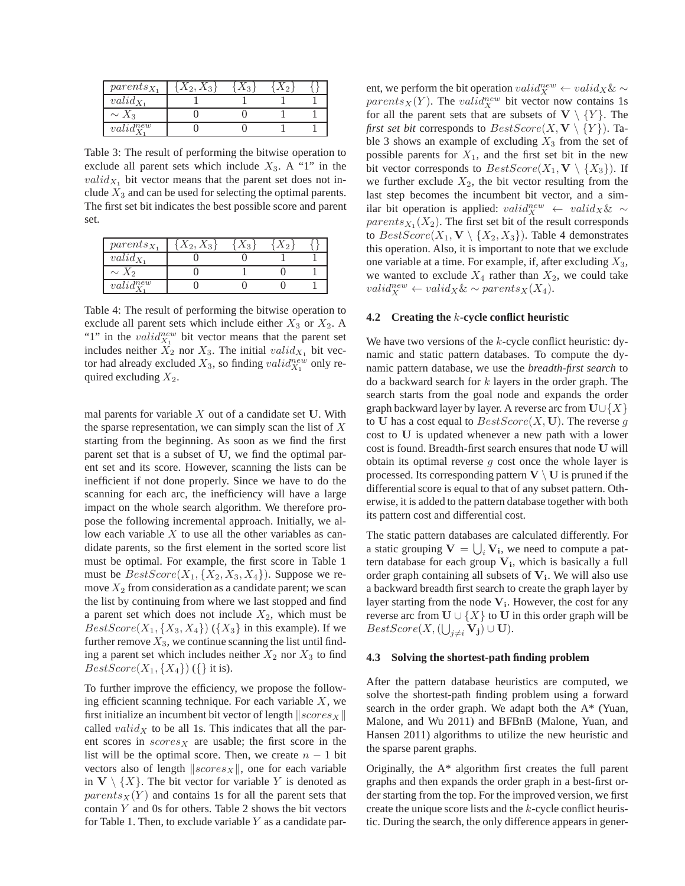| $parents_{X_1}$ | $\{X_2, X_3\}$ | $\{X_3\}$ | $\{X_2\}$ | $\{\}$ |
|---|---|---|---|---|
| $valid_{X_1}$ | 1 | 1 | 1 | 1 |
| $\sim X_3$ | 0 | 0 | 1 | 1 |
| $valid^{new}_{X_1}$ | 0 | 0 | 1 | 1 |

Table 3: The result of performing the bitwise operation to exclude all parent sets which include $X_3$. A "1" in the $valid_{X_1}$ bit vector means that the parent set does not include $X_3$ and can be used for selecting the optimal parents. The first set bit indicates the best possible score and parent set.

| $parents_{X_1}$ | $\{X_2, X_3\}$ | $\{X_3\}$ | $\{X_2\}$ | $\{\}$ |
|---|---|---|---|---|
| $valid_{X_1}$ | 0 | 0 | 1 | 1 |
| $\sim X_2$ | 0 | 1 | 0 | 1 |
| $valid^{new}_{X_1}$ | 0 | 0 | 0 | 1 |

Table 4: The result of performing the bitwise operation to exclude all parent sets which include either $X_3$ or $X_2$. A "1" in the $valid^{new}_{X_1}$ bit vector means that the parent set includes neither $X_2$ nor $X_3$. The initial $valid_{X_1}$ bit vector had already excluded $X_3$, so finding $valid^{new}_{X_1}$ only required excluding $X_2$.

mal parents for variable $X$ out of a candidate set $\mathbf{U}$. With the sparse representation, we can simply scan the list of $X$ starting from the beginning. As soon as we find the first parent set that is a subset of $\mathbf{U}$, we find the optimal parent set and its score. However, scanning the lists can be inefficient if not done properly. Since we have to do the scanning for each arc, the inefficiency will have a large impact on the whole search algorithm. We therefore propose the following incremental approach. Initially, we allow each variable $X$ to use all the other variables as candidate parents, so the first element in the sorted score list must be optimal. For example, the first score in Table 1 must be $BestScore(X_1, \{X_2, X_3, X_4\})$. Suppose we remove $X_2$ from consideration as a candidate parent; we scan the list by continuing from where we last stopped and find a parent set which does not include $X_2$, which must be $BestScore(X_1, \{X_3, X_4\})$ ($\{X_3\}$ in this example). If we further remove $X_3$, we continue scanning the list until finding a parent set which includes neither $X_2$ nor $X_3$ to find $BestScore(X_1, \{X_4\})$ ($\{\}$ it is).

To further improve the efficiency, we propose the following efficient scanning technique. For each variable $X$, we first initialize an incumbent bit vector of length $\|scores_X\|$ called $valid_X$ to be all 1s. This indicates that all the parent scores in $scores_X$ are usable; the first score in the list will be the optimal score. Then, we create $n-1$ bit vectors also of length $\|scores_X\|$, one for each variable in $\mathbf{V} \setminus \{X\}$. The bit vector for variable $Y$ is denoted as $parents_X(Y)$ and contains 1s for all the parent sets that contain $Y$ and 0s for others. Table 2 shows the bit vectors for Table 1. Then, to exclude variable $Y$ as a candidate parent, we perform the bit operation $valid^{new}_X \leftarrow valid_X \& \sim parents_X(Y)$. The $valid^{new}_X$ bit vector now contains 1s for all the parent sets that are subsets of $\mathbf{V} \setminus \{Y\}$. The *first set bit* corresponds to $BestScore(X, \mathbf{V} \setminus \{Y\})$. Table 3 shows an example of excluding $X_3$ from the set of possible parents for $X_1$, and the first set bit in the new bit vector corresponds to $BestScore(X_1, \mathbf{V} \setminus \{X_3\})$. If we further exclude $X_2$, the bit vector resulting from the last step becomes the incumbent bit vector, and a similar bit operation is applied: $valid^{new}_X \leftarrow valid_X \& \sim parents_{X_1}(X_2)$. The first set bit of the result corresponds to $BestScore(X_1, \mathbf{V} \setminus \{X_2, X_3\})$. Table 4 demonstrates this operation. Also, it is important to note that we exclude one variable at a time. For example, if, after excluding $X_3$, we wanted to exclude $X_4$ rather than $X_2$, we could take $valid^{new}_X \leftarrow valid_X \& \sim parents_X(X_4)$.

### 4.2 Creating the $k$-cycle conflict heuristic

We have two versions of the $k$-cycle conflict heuristic: dynamic and static pattern databases. To compute the dynamic pattern database, we use the ***breadth-first search*** to do a backward search for $k$ layers in the order graph. The search starts from the goal node and expands the order graph backward layer by layer. A reverse arc from $\mathbf{U} \cup \{X\}$ to $\mathbf{U}$ has a cost equal to $BestScore(X, \mathbf{U})$. The reverse $g$ cost to $\mathbf{U}$ is updated whenever a new path with a lower cost is found. Breadth-first search ensures that node $\mathbf{U}$ will obtain its optimal reverse $g$ cost once the whole layer is processed. Its corresponding pattern $\mathbf{V} \setminus \mathbf{U}$ is pruned if the differential score is equal to that of any subset pattern. Otherwise, it is added to the pattern database together with both its pattern cost and differential cost.

The static pattern databases are calculated differently. For a static grouping $\mathbf{V} = \bigcup_i \mathbf{V_i}$, we need to compute a pattern database for each group $\mathbf{V_i}$, which is basically a full order graph containing all subsets of $\mathbf{V_i}$. We will also use a backward breadth first search to create the graph layer by layer starting from the node $\mathbf{V_i}$. However, the cost for any reverse arc from $\mathbf{U} \cup \{X\}$ to $\mathbf{U}$ in this order graph will be $BestScore(X, (\bigcup_{j \neq i} \mathbf{V_j}) \cup \mathbf{U})$.

### 4.3 Solving the shortest-path finding problem

After the pattern database heuristics are computed, we solve the shortest-path finding problem using a forward search in the order graph. We adapt both the A* (Yuan, Malone, and Wu 2011) and BFBnB (Malone, Yuan, and Hansen 2011) algorithms to utilize the new heuristic and the sparse parent graphs.

Originally, the A* algorithm first creates the full parent graphs and then expands the order graph in a best-first order starting from the top. For the improved version, we first create the unique score lists and the $k$-cycle conflict heuristic. During the search, the only difference appears in gener-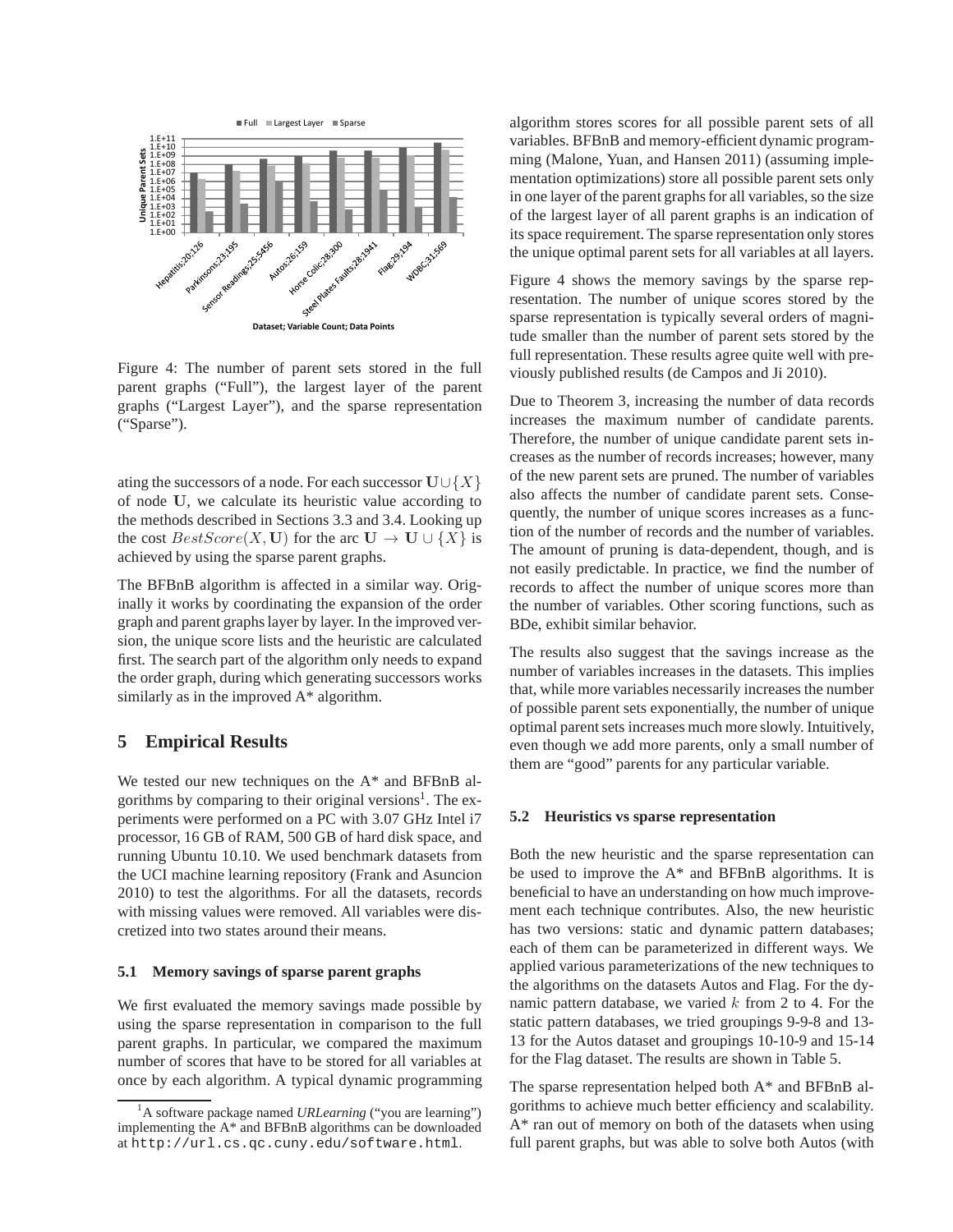Figure 4: The number of parent sets stored in the full parent graphs ("Full"), the largest layer of the parent graphs ("Largest Layer"), and the sparse representation ("Sparse").

ating the successors of a node. For each successor $\mathbf{U} \cup \{X\}$ of node $\mathbf{U}$, we calculate its heuristic value according to the methods described in Sections 3.3 and 3.4. Looking up the cost $BestScore(X, \mathbf{U})$ for the arc $\mathbf{U} \rightarrow \mathbf{U} \cup \{X\}$ is achieved by using the sparse parent graphs.

The BFBnB algorithm is affected in a similar way. Originally it works by coordinating the expansion of the order graph and parent graphs layer by layer. In the improved version, the unique score lists and the heuristic are calculated first. The search part of the algorithm only needs to expand the order graph, during which generating successors works similarly as in the improved A* algorithm.

## 5 Empirical Results

We tested our new techniques on the A* and BFBnB algorithms by comparing to their original versions[1]. The experiments were performed on a PC with 3.07 GHz Intel i7 processor, 16 GB of RAM, 500 GB of hard disk space, and running Ubuntu 10.10. We used benchmark datasets from the UCI machine learning repository (Frank and Asuncion 2010) to test the algorithms. For all the datasets, records with missing values were removed. All variables were discretized into two states around their means.

### 5.1 Memory savings of sparse parent graphs

We first evaluated the memory savings made possible by using the sparse representation in comparison to the full parent graphs. In particular, we compared the maximum number of scores that have to be stored for all variables at once by each algorithm. A typical dynamic programming algorithm stores scores for all possible parent sets of all variables. BFBnB and memory-efficient dynamic programming (Malone, Yuan, and Hansen 2011) (assuming implementation optimizations) store all possible parent sets only in one layer of the parent graphs for all variables, so the size of the largest layer of all parent graphs is an indication of its space requirement. The sparse representation only stores the unique optimal parent sets for all variables at all layers.

Figure 4 shows the memory savings by the sparse representation. The number of unique scores stored by the sparse representation is typically several orders of magnitude smaller than the number of parent sets stored by the full representation. These results agree quite well with previously published results (de Campos and Ji 2010).

Due to Theorem 3, increasing the number of data records increases the maximum number of candidate parents. Therefore, the number of unique candidate parent sets increases as the number of records increases; however, many of the new parent sets are pruned. The number of variables also affects the number of candidate parent sets. Consequently, the number of unique scores increases as a function of the number of records and the number of variables. The amount of pruning is data-dependent, though, and is not easily predictable. In practice, we find the number of records to affect the number of unique scores more than the number of variables. Other scoring functions, such as BDe, exhibit similar behavior.

The results also suggest that the savings increase as the number of variables increases in the datasets. This implies that, while more variables necessarily increases the number of possible parent sets exponentially, the number of unique optimal parent sets increases much more slowly. Intuitively, even though we add more parents, only a small number of them are "good" parents for any particular variable.

### 5.2 Heuristics vs sparse representation

Both the new heuristic and the sparse representation can be used to improve the A* and BFBnB algorithms. It is beneficial to have an understanding on how much improvement each technique contributes. Also, the new heuristic has two versions: static and dynamic pattern databases; each of them can be parameterized in different ways. We applied various parameterizations of the new techniques to the algorithms on the datasets Autos and Flag. For the dynamic pattern database, we varied $k$ from 2 to 4. For the static pattern databases, we tried groupings 9-9-8 and 13-13 for the Autos dataset and groupings 10-10-9 and 15-14 for the Flag dataset. The results are shown in Table 5.

The sparse representation helped both A* and BFBnB algorithms to achieve much better efficiency and scalability. A* ran out of memory on both of the datasets when using full parent graphs, but was able to solve both Autos (with

[1] A software package named *URLearning* ("you are learning") implementing the A* and BFBnB algorithms can be downloaded at http://url.cs.qc.cuny.edu/software.html.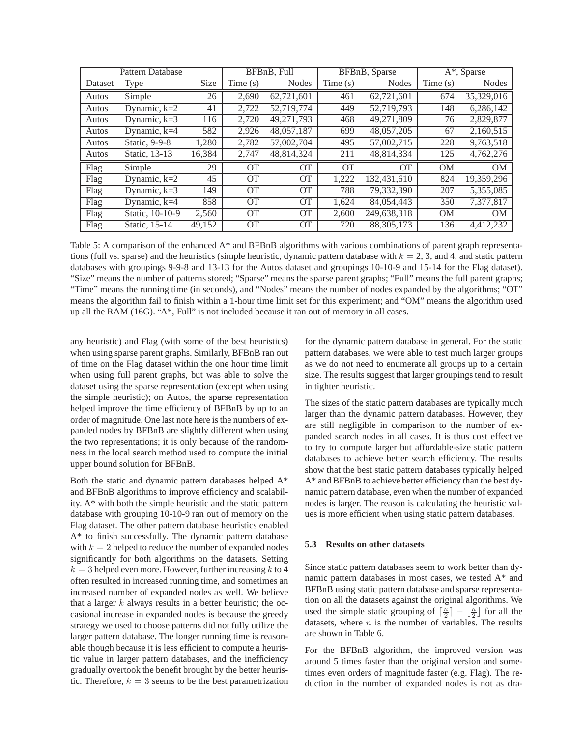| Pattern Database | | | BFBnB, Full | | BFBnB, Sparse | | A*, Sparse | |
|---|---|---|---|---|---|---|---|---|
| Dataset | Type | Size | Time (s) | Nodes | Time (s) | Nodes | Time (s) | Nodes |
| Autos | Simple | 26 | 2,690 | 62,721,601 | 461 | 62,721,601 | 674 | 35,329,016 |
| Autos | Dynamic, k=2 | 41 | 2,722 | 52,719,774 | 449 | 52,719,793 | 148 | 6,286,142 |
| Autos | Dynamic, k=3 | 116 | 2,720 | 49,271,793 | 468 | 49,271,809 | 76 | 2,829,877 |
| Autos | Dynamic, k=4 | 582 | 2,926 | 48,057,187 | 699 | 48,057,205 | 67 | 2,160,515 |
| Autos | Static, 9-9-8 | 1,280 | 2,782 | 57,002,704 | 495 | 57,002,715 | 228 | 9,763,518 |
| Autos | Static, 13-13 | 16,384 | 2,747 | 48,814,324 | 211 | 48,814,334 | 125 | 4,762,276 |
| Flag | Simple | 29 | OT | OT | OT | OT | OM | OM |
| Flag | Dynamic, k=2 | 45 | OT | OT | 1,222 | 132,431,610 | 824 | 19,359,296 |
| Flag | Dynamic, k=3 | 149 | OT | OT | 788 | 79,332,390 | 207 | 5,355,085 |
| Flag | Dynamic, k=4 | 858 | OT | OT | 1,624 | 84,054,443 | 350 | 7,377,817 |
| Flag | Static, 10-10-9 | 2,560 | OT | OT | 2,600 | 249,638,318 | OM | OM |
| Flag | Static, 15-14 | 49,152 | OT | OT | 720 | 88,305,173 | 136 | 4,412,232 |

Table 5: A comparison of the enhanced A* and BFBnB algorithms with various combinations of parent graph representations (full vs. sparse) and the heuristics (simple heuristic, dynamic pattern database with $k = 2$, 3, and 4, and static pattern databases with groupings 9-9-8 and 13-13 for the Autos dataset and groupings 10-10-9 and 15-14 for the Flag dataset). "Size" means the number of patterns stored; "Sparse" means the sparse parent graphs; "Full" means the full parent graphs; "Time" means the running time (in seconds), and "Nodes" means the number of nodes expanded by the algorithms; "OT" means the algorithm fail to finish within a 1-hour time limit set for this experiment; and "OM" means the algorithm used up all the RAM (16G). "A*, Full" is not included because it ran out of memory in all cases.

any heuristic) and Flag (with some of the best heuristics) when using sparse parent graphs. Similarly, BFBnB ran out of time on the Flag dataset within the one hour time limit when using full parent graphs, but was able to solve the dataset using the sparse representation (except when using the simple heuristic); on Autos, the sparse representation helped improve the time efficiency of BFBnB by up to an order of magnitude. One last note here is the numbers of expanded nodes by BFBnB are slightly different when using the two representations; it is only because of the randomness in the local search method used to compute the initial upper bound solution for BFBnB.

Both the static and dynamic pattern databases helped A* and BFBnB algorithms to improve efficiency and scalability. A* with both the simple heuristic and the static pattern database with grouping 10-10-9 ran out of memory on the Flag dataset. The other pattern database heuristics enabled A* to finish successfully. The dynamic pattern database with $k = 2$ helped to reduce the number of expanded nodes significantly for both algorithms on the datasets. Setting $k = 3$ helped even more. However, further increasing $k$ to 4 often resulted in increased running time, and sometimes an increased number of expanded nodes as well. We believe that a larger $k$ always results in a better heuristic; the occasional increase in expanded nodes is because the greedy strategy we used to choose patterns did not fully utilize the larger pattern database. The longer running time is reasonable though because it is less efficient to compute a heuristic value in larger pattern databases, and the inefficiency gradually overtook the benefit brought by the better heuristic. Therefore, $k = 3$ seems to be the best parametrization for the dynamic pattern database in general. For the static pattern databases, we were able to test much larger groups as we do not need to enumerate all groups up to a certain size. The results suggest that larger groupings tend to result in tighter heuristic.

The sizes of the static pattern databases are typically much larger than the dynamic pattern databases. However, they are still negligible in comparison to the number of expanded search nodes in all cases. It is thus cost effective to try to compute larger but affordable-size static pattern databases to achieve better search efficiency. The results show that the best static pattern databases typically helped A* and BFBnB to achieve better efficiency than the best dynamic pattern database, even when the number of expanded nodes is larger. The reason is calculating the heuristic values is more efficient when using static pattern databases.

### 5.3 Results on other datasets

Since static pattern databases seem to work better than dynamic pattern databases in most cases, we tested A* and BFBnB using static pattern database and sparse representation on all the datasets against the original algorithms. We used the simple static grouping of $\lceil \frac{n}{2} \rceil - \lfloor \frac{n}{2} \rfloor$ for all the datasets, where $n$ is the number of variables. The results are shown in Table 6.

For the BFBnB algorithm, the improved version was around 5 times faster than the original version and sometimes even orders of magnitude faster (e.g. Flag). The reduction in the number of expanded nodes is not as dra-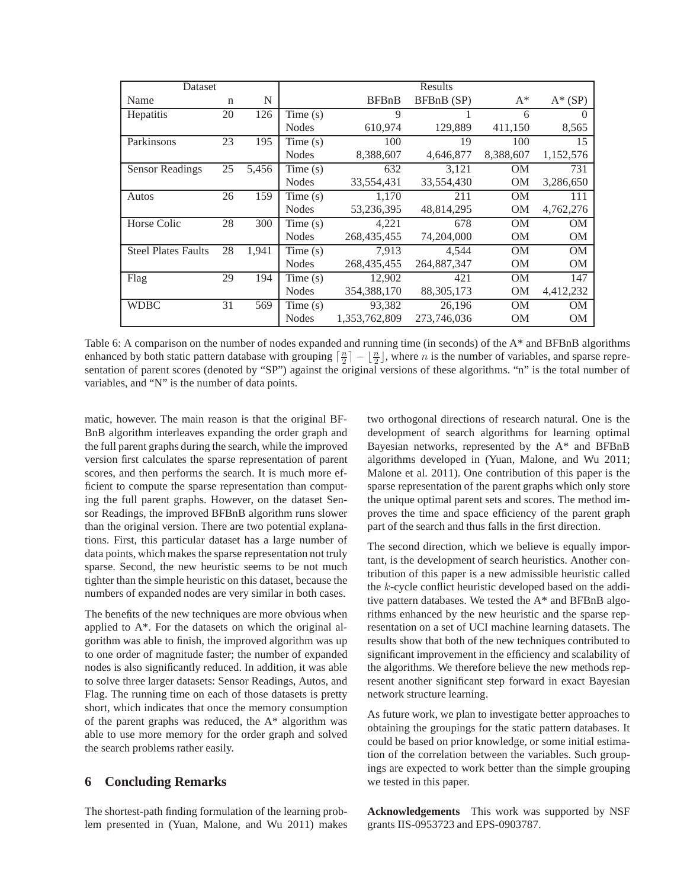| Dataset | | | Results | | | | |
|---|---|---|---|---|---|---|---|
| Name | n | N | | BFBnB | BFBnB (SP) | A* | A* (SP) |
| Hepatitis | 20 | 126 | Time (s) | 9 | 1 | 6 | 0 |
| | | | Nodes | 610,974 | 129,889 | 411,150 | 8,565 |
| Parkinsons | 23 | 195 | Time (s) | 100 | 19 | 100 | 15 |
| | | | Nodes | 8,388,607 | 4,646,877 | 8,388,607 | 1,152,576 |
| Sensor Readings | 25 | 5,456 | Time (s) | 632 | 3,121 | OM | 731 |
| | | | Nodes | 33,554,431 | 33,554,430 | OM | 3,286,650 |
| Autos | 26 | 159 | Time (s) | 1,170 | 211 | OM | 111 |
| | | | Nodes | 53,236,395 | 48,814,295 | OM | 4,762,276 |
| Horse Colic | 28 | 300 | Time (s) | 4,221 | 678 | OM | OM |
| | | | Nodes | 268,435,455 | 74,204,000 | OM | OM |
| Steel Plates Faults | 28 | 1,941 | Time (s) | 7,913 | 4,544 | OM | OM |
| | | | Nodes | 268,435,455 | 264,887,347 | OM | OM |
| Flag | 29 | 194 | Time (s) | 12,902 | 421 | OM | 147 |
| | | | Nodes | 354,388,170 | 88,305,173 | OM | 4,412,232 |
| WDBC | 31 | 569 | Time (s) | 93,382 | 26,196 | OM | OM |
| | | | Nodes | 1,353,762,809 | 273,746,036 | OM | OM |

Table 6: A comparison on the number of nodes expanded and running time (in seconds) of the A* and BFBnB algorithms enhanced by both static pattern database with grouping $\lceil \frac{n}{2} \rceil - \lfloor \frac{n}{2} \rfloor$, where $n$ is the number of variables, and sparse representation of parent scores (denoted by "SP") against the original versions of these algorithms. "n" is the total number of variables, and "N" is the number of data points.

matic, however. The main reason is that the original BFBnB algorithm interleaves expanding the order graph and the full parent graphs during the search, while the improved version first calculates the sparse representation of parent scores, and then performs the search. It is much more efficient to compute the sparse representation than computing the full parent graphs. However, on the dataset Sensor Readings, the improved BFBnB algorithm runs slower than the original version. There are two potential explanations. First, this particular dataset has a large number of data points, which makes the sparse representation not truly sparse. Second, the new heuristic seems to be not much tighter than the simple heuristic on this dataset, because the numbers of expanded nodes are very similar in both cases.

The benefits of the new techniques are more obvious when applied to A*. For the datasets on which the original algorithm was able to finish, the improved algorithm was up to one order of magnitude faster; the number of expanded nodes is also significantly reduced. In addition, it was able to solve three larger datasets: Sensor Readings, Autos, and Flag. The running time on each of those datasets is pretty short, which indicates that once the memory consumption of the parent graphs was reduced, the A* algorithm was able to use more memory for the order graph and solved the search problems rather easily.

## 6 Concluding Remarks

The shortest-path finding formulation of the learning problem presented in (Yuan, Malone, and Wu 2011) makes two orthogonal directions of research natural. One is the development of search algorithms for learning optimal Bayesian networks, represented by the A* and BFBnB algorithms developed in (Yuan, Malone, and Wu 2011; Malone et al. 2011). One contribution of this paper is the sparse representation of the parent graphs which only store the unique optimal parent sets and scores. The method improves the time and space efficiency of the parent graph part of the search and thus falls in the first direction.

The second direction, which we believe is equally important, is the development of search heuristics. Another contribution of this paper is a new admissible heuristic called the $k$-cycle conflict heuristic developed based on the additive pattern databases. We tested the A* and BFBnB algorithms enhanced by the new heuristic and the sparse representation on a set of UCI machine learning datasets. The results show that both of the new techniques contributed to significant improvement in the efficiency and scalability of the algorithms. We therefore believe the new methods represent another significant step forward in exact Bayesian network structure learning.

As future work, we plan to investigate better approaches to obtaining the groupings for the static pattern databases. It could be based on prior knowledge, or some initial estimation of the correlation between the variables. Such groupings are expected to work better than the simple grouping we tested in this paper.

**Acknowledgements** This work was supported by NSF grants IIS-0953723 and EPS-0903787.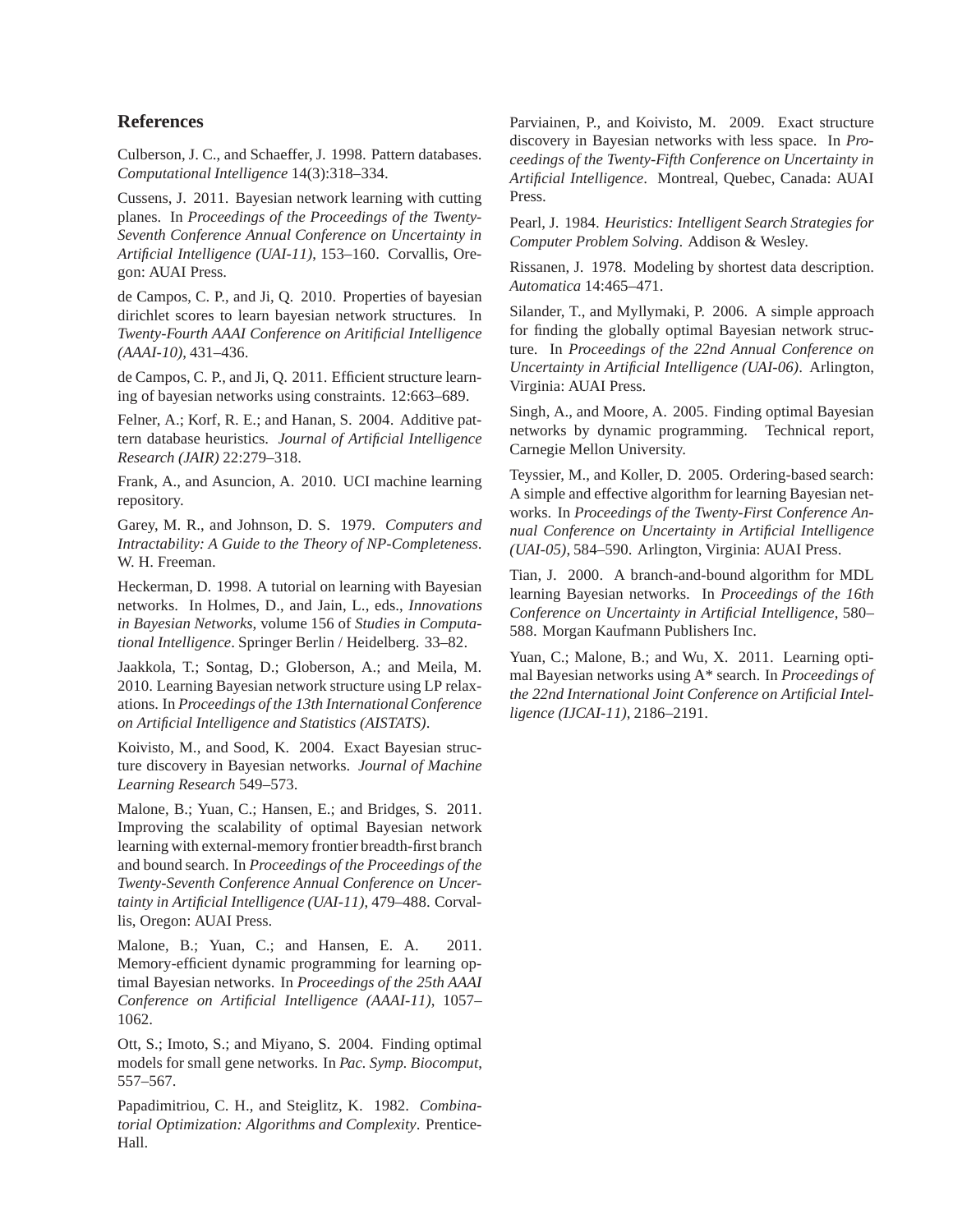## References

Culberson, J. C., and Schaeffer, J. 1998. Pattern databases. *Computational Intelligence* 14(3):318–334.

Cussens, J. 2011. Bayesian network learning with cutting planes. In *Proceedings of the Proceedings of the Twenty-Seventh Conference Annual Conference on Uncertainty in Artificial Intelligence (UAI-11)*, 153–160. Corvallis, Oregon: AUAI Press.

de Campos, C. P., and Ji, Q. 2010. Properties of bayesian dirichlet scores to learn bayesian network structures. In *Twenty-Fourth AAAI Conference on Aritificial Intelligence (AAAI-10)*, 431–436.

de Campos, C. P., and Ji, Q. 2011. Efficient structure learning of bayesian networks using constraints. 12:663–689.

Felner, A.; Korf, R. E.; and Hanan, S. 2004. Additive pattern database heuristics. *Journal of Artificial Intelligence Research (JAIR)* 22:279–318.

Frank, A., and Asuncion, A. 2010. UCI machine learning repository.

Garey, M. R., and Johnson, D. S. 1979. *Computers and Intractability: A Guide to the Theory of NP-Completeness*. W. H. Freeman.

Heckerman, D. 1998. A tutorial on learning with Bayesian networks. In Holmes, D., and Jain, L., eds., *Innovations in Bayesian Networks*, volume 156 of *Studies in Computational Intelligence*. Springer Berlin / Heidelberg. 33–82.

Jaakkola, T.; Sontag, D.; Globerson, A.; and Meila, M. 2010. Learning Bayesian network structure using LP relaxations. In *Proceedings of the 13th International Conference on Artificial Intelligence and Statistics (AISTATS)*.

Koivisto, M., and Sood, K. 2004. Exact Bayesian structure discovery in Bayesian networks. *Journal of Machine Learning Research* 549–573.

Malone, B.; Yuan, C.; Hansen, E.; and Bridges, S. 2011. Improving the scalability of optimal Bayesian network learning with external-memory frontier breadth-first branch and bound search. In *Proceedings of the Proceedings of the Twenty-Seventh Conference Annual Conference on Uncertainty in Artificial Intelligence (UAI-11)*, 479–488. Corvallis, Oregon: AUAI Press.

Malone, B.; Yuan, C.; and Hansen, E. A. 2011. Memory-efficient dynamic programming for learning optimal Bayesian networks. In *Proceedings of the 25th AAAI Conference on Artificial Intelligence (AAAI-11)*, 1057–1062.

Ott, S.; Imoto, S.; and Miyano, S. 2004. Finding optimal models for small gene networks. In *Pac. Symp. Biocomput*, 557–567.

Papadimitriou, C. H., and Steiglitz, K. 1982. *Combinatorial Optimization: Algorithms and Complexity*. Prentice-Hall.

Parviainen, P., and Koivisto, M. 2009. Exact structure discovery in Bayesian networks with less space. In *Proceedings of the Twenty-Fifth Conference on Uncertainty in Artificial Intelligence*. Montreal, Quebec, Canada: AUAI Press.

Pearl, J. 1984. *Heuristics: Intelligent Search Strategies for Computer Problem Solving*. Addison & Wesley.

Rissanen, J. 1978. Modeling by shortest data description. *Automatica* 14:465–471.

Silander, T., and Myllymaki, P. 2006. A simple approach for finding the globally optimal Bayesian network structure. In *Proceedings of the 22nd Annual Conference on Uncertainty in Artificial Intelligence (UAI-06)*. Arlington, Virginia: AUAI Press.

Singh, A., and Moore, A. 2005. Finding optimal Bayesian networks by dynamic programming. Technical report, Carnegie Mellon University.

Teyssier, M., and Koller, D. 2005. Ordering-based search: A simple and effective algorithm for learning Bayesian networks. In *Proceedings of the Twenty-First Conference Annual Conference on Uncertainty in Artificial Intelligence (UAI-05)*, 584–590. Arlington, Virginia: AUAI Press.

Tian, J. 2000. A branch-and-bound algorithm for MDL learning Bayesian networks. In *Proceedings of the 16th Conference on Uncertainty in Artificial Intelligence*, 580–588. Morgan Kaufmann Publishers Inc.

Yuan, C.; Malone, B.; and Wu, X. 2011. Learning optimal Bayesian networks using A* search. In *Proceedings of the 22nd International Joint Conference on Artificial Intelligence (IJCAI-11)*, 2186–2191.